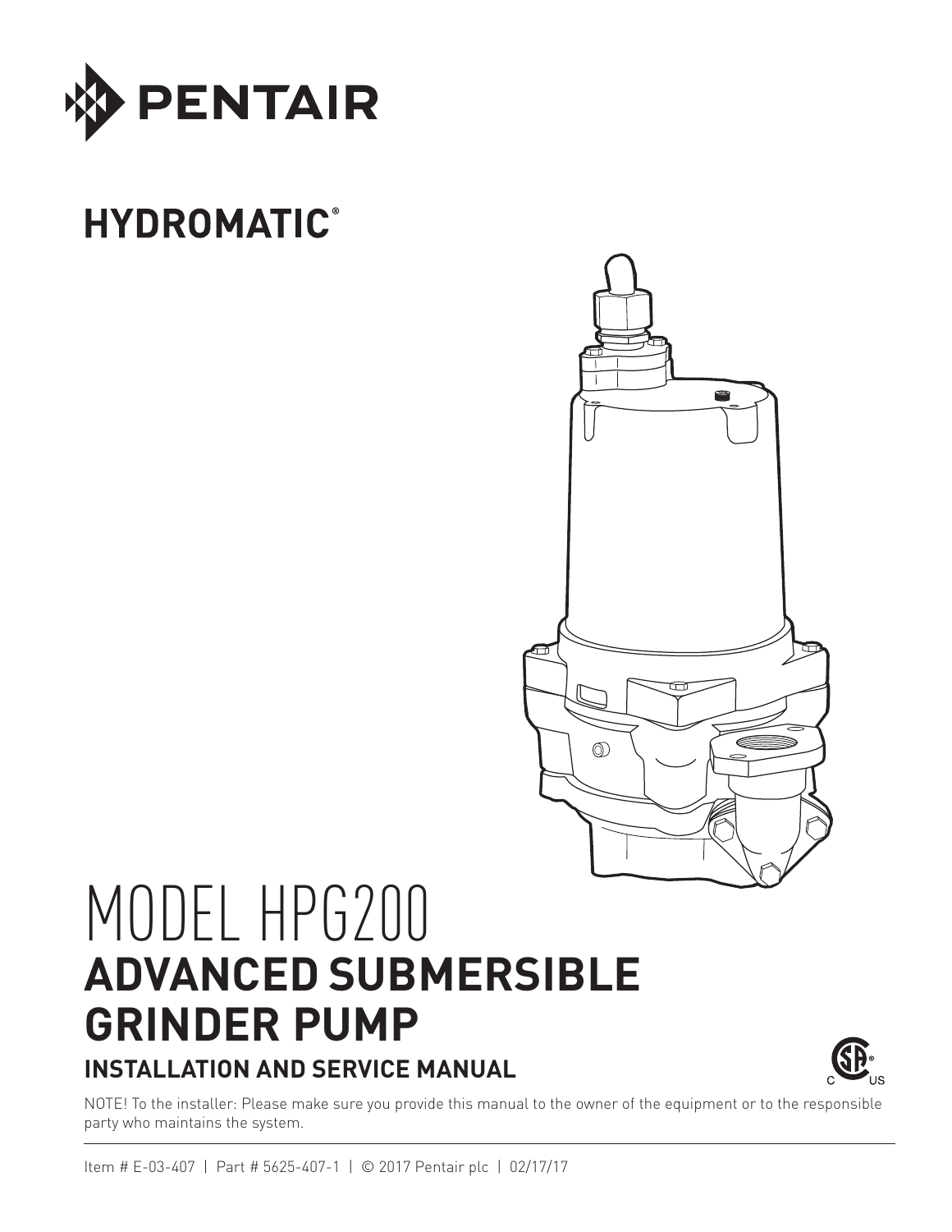PENTAIR

HYDROMATIC®

# MODEL HPG200

# ADVANCED SUBMERSIBLE GRINDER PUMP

## INSTALLATION AND SERVICE MANUAL

NOTE! To the installer: Please make sure you provide this manual to the owner of the equipment or to the responsible party who maintains the system.

Item # E-03-407 | Part # 5625-407-1 | © 2017 Pentair plc | 02/17/17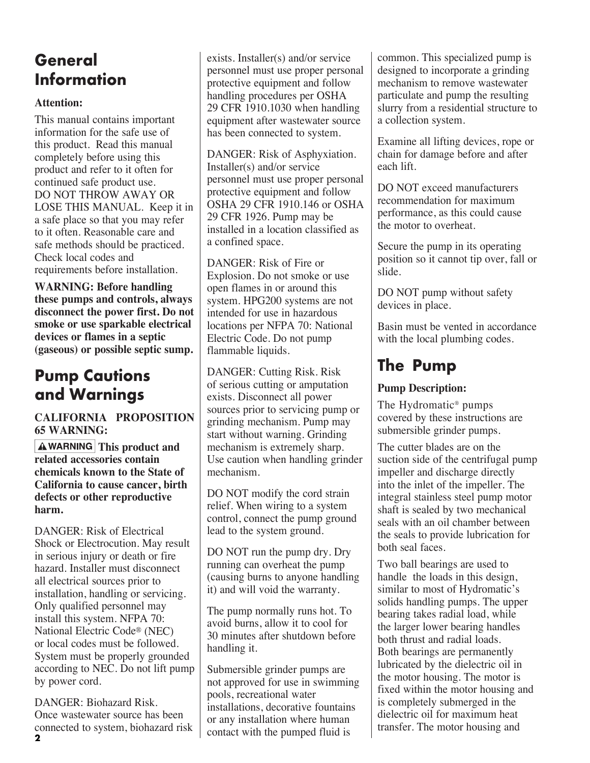## General Information

**Attention:**

This manual contains important information for the safe use of this product. Read this manual completely before using this product and refer to it often for continued safe product use. DO NOT THROW AWAY OR LOSE THIS MANUAL. Keep it in a safe place so that you may refer to it often. Reasonable care and safe methods should be practiced. Check local codes and requirements before installation.

**WARNING: Before handling these pumps and controls, always disconnect the power first. Do not smoke or use sparkable electrical devices or flames in a septic (gaseous) or possible septic sump.**

## Pump Cautions and Warnings

**CALIFORNIA PROPOSITION 65 WARNING:**

**⚠WARNING This product and related accessories contain chemicals known to the State of California to cause cancer, birth defects or other reproductive harm.**

DANGER: Risk of Electrical Shock or Electrocution. May result in serious injury or death or fire hazard. Installer must disconnect all electrical sources prior to installation, handling or servicing. Only qualified personnel may install this system. NFPA 70: National Electric Code® (NEC) or local codes must be followed. System must be properly grounded according to NEC. Do not lift pump by power cord.

DANGER: Biohazard Risk. Once wastewater source has been connected to system, biohazard risk exists. Installer(s) and/or service personnel must use proper personal protective equipment and follow handling procedures per OSHA 29 CFR 1910.1030 when handling equipment after wastewater source has been connected to system.

DANGER: Risk of Asphyxiation. Installer(s) and/or service personnel must use proper personal protective equipment and follow OSHA 29 CFR 1910.146 or OSHA 29 CFR 1926. Pump may be installed in a location classified as a confined space.

DANGER: Risk of Fire or Explosion. Do not smoke or use open flames in or around this system. HPG200 systems are not intended for use in hazardous locations per NFPA 70: National Electric Code. Do not pump flammable liquids.

DANGER: Cutting Risk. Risk of serious cutting or amputation exists. Disconnect all power sources prior to servicing pump or grinding mechanism. Pump may start without warning. Grinding mechanism is extremely sharp. Use caution when handling grinder mechanism.

DO NOT modify the cord strain relief. When wiring to a system control, connect the pump ground lead to the system ground.

DO NOT run the pump dry. Dry running can overheat the pump (causing burns to anyone handling it) and will void the warranty.

The pump normally runs hot. To avoid burns, allow it to cool for 30 minutes after shutdown before handling it.

Submersible grinder pumps are not approved for use in swimming pools, recreational water installations, decorative fountains or any installation where human contact with the pumped fluid is common. This specialized pump is designed to incorporate a grinding mechanism to remove wastewater particulate and pump the resulting slurry from a residential structure to a collection system.

Examine all lifting devices, rope or chain for damage before and after each lift.

DO NOT exceed manufacturers recommendation for maximum performance, as this could cause the motor to overheat.

Secure the pump in its operating position so it cannot tip over, fall or slide.

DO NOT pump without safety devices in place.

Basin must be vented in accordance with the local plumbing codes.

## The Pump

**Pump Description:**

The Hydromatic® pumps covered by these instructions are submersible grinder pumps.

The cutter blades are on the suction side of the centrifugal pump impeller and discharge directly into the inlet of the impeller. The integral stainless steel pump motor shaft is sealed by two mechanical seals with an oil chamber between the seals to provide lubrication for both seal faces.

Two ball bearings are used to handle the loads in this design, similar to most of Hydromatic's solids handling pumps. The upper bearing takes radial load, while the larger lower bearing handles both thrust and radial loads. Both bearings are permanently lubricated by the dielectric oil in the motor housing. The motor is fixed within the motor housing and is completely submerged in the dielectric oil for maximum heat transfer. The motor housing and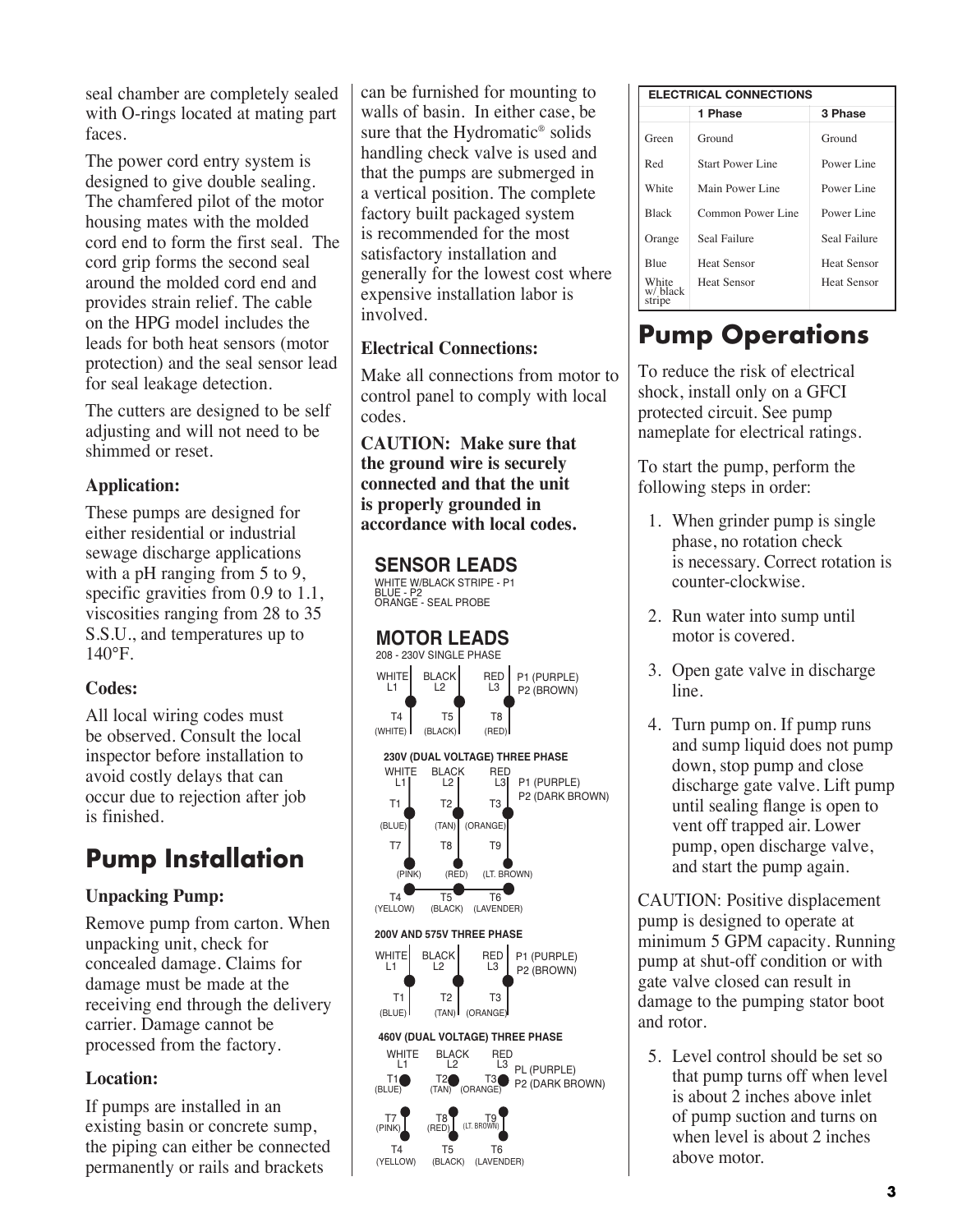seal chamber are completely sealed with O-rings located at mating part faces.

The power cord entry system is designed to give double sealing. The chamfered pilot of the motor housing mates with the molded cord end to form the first seal. The cord grip forms the second seal around the molded cord end and provides strain relief. The cable on the HPG model includes the leads for both heat sensors (motor protection) and the seal sensor lead for seal leakage detection.

The cutters are designed to be self adjusting and will not need to be shimmed or reset.

**Application:**

These pumps are designed for either residential or industrial sewage discharge applications with a pH ranging from 5 to 9, specific gravities from 0.9 to 1.1, viscosities ranging from 28 to 35 S.S.U., and temperatures up to 140°F.

**Codes:**

All local wiring codes must be observed. Consult the local inspector before installation to avoid costly delays that can occur due to rejection after job is finished.

## Pump Installation

**Unpacking Pump:**

Remove pump from carton. When unpacking unit, check for concealed damage. Claims for damage must be made at the receiving end through the delivery carrier. Damage cannot be processed from the factory.

**Location:**

If pumps are installed in an existing basin or concrete sump, the piping can either be connected permanently or rails and brackets can be furnished for mounting to walls of basin. In either case, be sure that the Hydromatic® solids handling check valve is used and that the pumps are submerged in a vertical position. The complete factory built packaged system is recommended for the most satisfactory installation and generally for the lowest cost where expensive installation labor is involved.

**Electrical Connections:**

Make all connections from motor to control panel to comply with local codes.

**CAUTION: Make sure that the ground wire is securely connected and that the unit is properly grounded in accordance with local codes.**

**SENSOR LEADS**

WHITE W/BLACK STRIPE - P1
BLUE - P2
ORANGE - SEAL PROBE

**MOTOR LEADS**

208 - 230V SINGLE PHASE

WHITE L1 – T4 (WHITE); BLACK L2 – T5 (BLACK); RED L3 – T8 (RED); P1 (PURPLE), P2 (BROWN)

**230V (DUAL VOLTAGE) THREE PHASE**

WHITE L1 – T1 (BLUE) – T7 (PINK); BLACK L2 – T2 (TAN) – T8 (RED); RED L3 – T3 (ORANGE) – T9 (LT. BROWN); T4 (YELLOW), T5 (BLACK), T6 (LAVENDER); P1 (PURPLE), P2 (DARK BROWN)

**200V AND 575V THREE PHASE**

WHITE L1 – T1 (BLUE); BLACK L2 – T2 (TAN); RED L3 – T3 (ORANGE); P1 (PURPLE), P2 (BROWN)

**460V (DUAL VOLTAGE) THREE PHASE**

WHITE L1 – T1 (BLUE); BLACK L2 – T2 (TAN); RED L3 – T3 (ORANGE); T7 (PINK) – T4 (YELLOW); T8 (RED) – T5 (BLACK); T9 (LT. BROWN) – T6 (LAVENDER); PL (PURPLE), P2 (DARK BROWN)

| ELECTRICAL CONNECTIONS | | |
|---|---|---|
| | 1 Phase | 3 Phase |
| Green | Ground | Ground |
| Red | Start Power Line | Power Line |
| White | Main Power Line | Power Line |
| Black | Common Power Line | Power Line |
| Orange | Seal Failure | Seal Failure |
| Blue | Heat Sensor | Heat Sensor |
| White w/ black stripe | Heat Sensor | Heat Sensor |

## Pump Operations

To reduce the risk of electrical shock, install only on a GFCI protected circuit. See pump nameplate for electrical ratings.

To start the pump, perform the following steps in order:

1. When grinder pump is single phase, no rotation check is necessary. Correct rotation is counter-clockwise.
2. Run water into sump until motor is covered.
3. Open gate valve in discharge line.
4. Turn pump on. If pump runs and sump liquid does not pump down, stop pump and close discharge gate valve. Lift pump until sealing flange is open to vent off trapped air. Lower pump, open discharge valve, and start the pump again.

CAUTION: Positive displacement pump is designed to operate at minimum 5 GPM capacity. Running pump at shut-off condition or with gate valve closed can result in damage to the pumping stator boot and rotor.

5. Level control should be set so that pump turns off when level is about 2 inches above inlet of pump suction and turns on when level is about 2 inches above motor.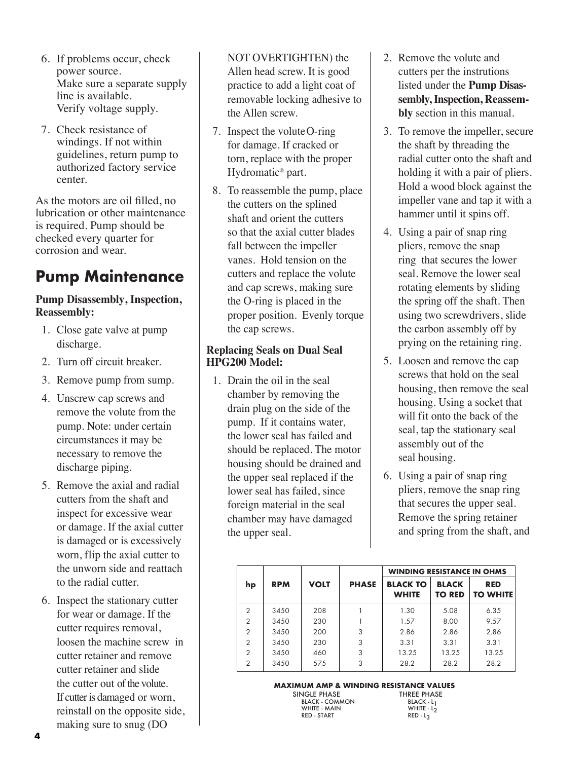6. If problems occur, check power source. Make sure a separate supply line is available. Verify voltage supply.

7. Check resistance of windings. If not within guidelines, return pump to authorized factory service center.

As the motors are oil filled, no lubrication or other maintenance is required. Pump should be checked every quarter for corrosion and wear.

## Pump Maintenance

**Pump Disassembly, Inspection, Reassembly:**

1. Close gate valve at pump discharge.
2. Turn off circuit breaker.
3. Remove pump from sump.
4. Unscrew cap screws and remove the volute from the pump. Note: under certain circumstances it may be necessary to remove the discharge piping.
5. Remove the axial and radial cutters from the shaft and inspect for excessive wear or damage. If the axial cutter is damaged or is excessively worn, flip the axial cutter to the unworn side and reattach to the radial cutter.
6. Inspect the stationary cutter for wear or damage. If the cutter requires removal, loosen the machine screw in cutter retainer and remove cutter retainer and slide the cutter out of the volute. If cutter is damaged or worn, reinstall on the opposite side, making sure to snug (DO NOT OVERTIGHTEN) the Allen head screw. It is good practice to add a light coat of removable locking adhesive to the Allen screw.
7. Inspect the volute O-ring for damage. If cracked or torn, replace with the proper Hydromatic® part.
8. To reassemble the pump, place the cutters on the splined shaft and orient the cutters so that the axial cutter blades fall between the impeller vanes. Hold tension on the cutters and replace the volute and cap screws, making sure the O-ring is placed in the proper position. Evenly torque the cap screws.

**Replacing Seals on Dual Seal HPG200 Model:**

1. Drain the oil in the seal chamber by removing the drain plug on the side of the pump. If it contains water, the lower seal has failed and should be replaced. The motor housing should be drained and the upper seal replaced if the lower seal has failed, since foreign material in the seal chamber may have damaged the upper seal.
2. Remove the volute and cutters per the instrutions listed under the **Pump Disassembly, Inspection, Reassembly** section in this manual.
3. To remove the impeller, secure the shaft by threading the radial cutter onto the shaft and holding it with a pair of pliers. Hold a wood block against the impeller vane and tap it with a hammer until it spins off.
4. Using a pair of snap ring pliers, remove the snap ring that secures the lower seal. Remove the lower seal rotating elements by sliding the spring off the shaft. Then using two screwdrivers, slide the carbon assembly off by prying on the retaining ring.
5. Loosen and remove the cap screws that hold on the seal housing, then remove the seal housing. Using a socket that will fit onto the back of the seal, tap the stationary seal assembly out of the seal housing.
6. Using a pair of snap ring pliers, remove the snap ring that secures the upper seal. Remove the spring retainer and spring from the shaft, and

| hp | RPM | VOLT | PHASE | WINDING RESISTANCE IN OHMS | | |
|---|---|---|---|---|---|---|
| | | | | BLACK TO WHITE | BLACK TO RED | RED TO WHITE |
| 2 | 3450 | 208 | 1 | 1.30 | 5.08 | 6.35 |
| 2 | 3450 | 230 | 1 | 1.57 | 8.00 | 9.57 |
| 2 | 3450 | 200 | 3 | 2.86 | 2.86 | 2.86 |
| 2 | 3450 | 230 | 3 | 3.31 | 3.31 | 3.31 |
| 2 | 3450 | 460 | 3 | 13.25 | 13.25 | 13.25 |
| 2 | 3450 | 575 | 3 | 28.2 | 28.2 | 28.2 |

**MAXIMUM AMP & WINDING RESISTANCE VALUES**

| SINGLE PHASE | THREE PHASE |
|---|---|
| BLACK - COMMON | BLACK - $L_1$ |
| WHITE - MAIN | WHITE - $L_2$ |
| RED - START | RED - $L_3$ |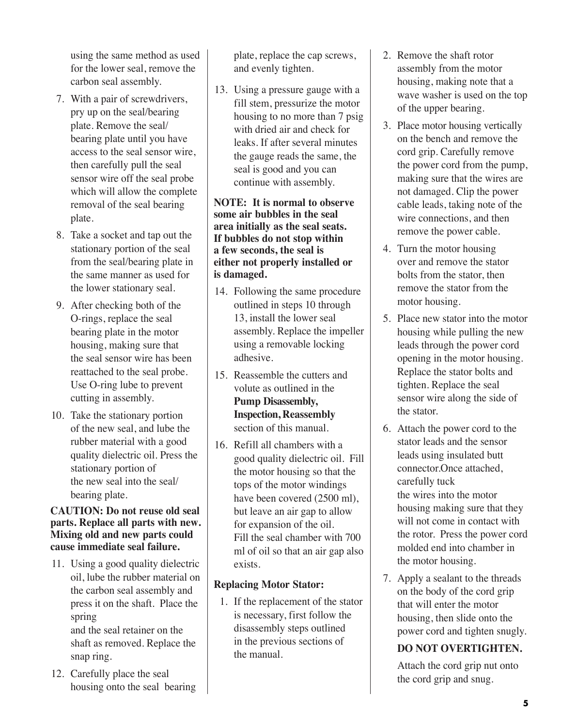using the same method as used for the lower seal, remove the carbon seal assembly.

7. With a pair of screwdrivers, pry up on the seal/bearing plate. Remove the seal/bearing plate until you have access to the seal sensor wire, then carefully pull the seal sensor wire off the seal probe which will allow the complete removal of the seal bearing plate.
8. Take a socket and tap out the stationary portion of the seal from the seal/bearing plate in the same manner as used for the lower stationary seal.
9. After checking both of the O-rings, replace the seal bearing plate in the motor housing, making sure that the seal sensor wire has been reattached to the seal probe. Use O-ring lube to prevent cutting in assembly.
10. Take the stationary portion of the new seal, and lube the rubber material with a good quality dielectric oil. Press the stationary portion of the new seal into the seal/bearing plate.

**CAUTION: Do not reuse old seal parts. Replace all parts with new. Mixing old and new parts could cause immediate seal failure.**

11. Using a good quality dielectric oil, lube the rubber material on the carbon seal assembly and press it on the shaft. Place the spring and the seal retainer on the shaft as removed. Replace the snap ring.
12. Carefully place the seal housing onto the seal bearing plate, replace the cap screws, and evenly tighten.
13. Using a pressure gauge with a fill stem, pressurize the motor housing to no more than 7 psig with dried air and check for leaks. If after several minutes the gauge reads the same, the seal is good and you can continue with assembly.

**NOTE: It is normal to observe some air bubbles in the seal area initially as the seal seats. If bubbles do not stop within a few seconds, the seal is either not properly installed or is damaged.**

14. Following the same procedure outlined in steps 10 through 13, install the lower seal assembly. Replace the impeller using a removable locking adhesive.
15. Reassemble the cutters and volute as outlined in the **Pump Disassembly, Inspection, Reassembly** section of this manual.
16. Refill all chambers with a good quality dielectric oil. Fill the motor housing so that the tops of the motor windings have been covered (2500 ml), but leave an air gap to allow for expansion of the oil. Fill the seal chamber with 700 ml of oil so that an air gap also exists.

**Replacing Motor Stator:**

1. If the replacement of the stator is necessary, first follow the disassembly steps outlined in the previous sections of the manual.
2. Remove the shaft rotor assembly from the motor housing, making note that a wave washer is used on the top of the upper bearing.
3. Place motor housing vertically on the bench and remove the cord grip. Carefully remove the power cord from the pump, making sure that the wires are not damaged. Clip the power cable leads, taking note of the wire connections, and then remove the power cable.
4. Turn the motor housing over and remove the stator bolts from the stator, then remove the stator from the motor housing.
5. Place new stator into the motor housing while pulling the new leads through the power cord opening in the motor housing. Replace the stator bolts and tighten. Replace the seal sensor wire along the side of the stator.
6. Attach the power cord to the stator leads and the sensor leads using insulated butt connector.Once attached, carefully tuck the wires into the motor housing making sure that they will not come in contact with the rotor. Press the power cord molded end into chamber in the motor housing.
7. Apply a sealant to the threads on the body of the cord grip that will enter the motor housing, then slide onto the power cord and tighten snugly.

   **DO NOT OVERTIGHTEN.**

   Attach the cord grip nut onto the cord grip and snug.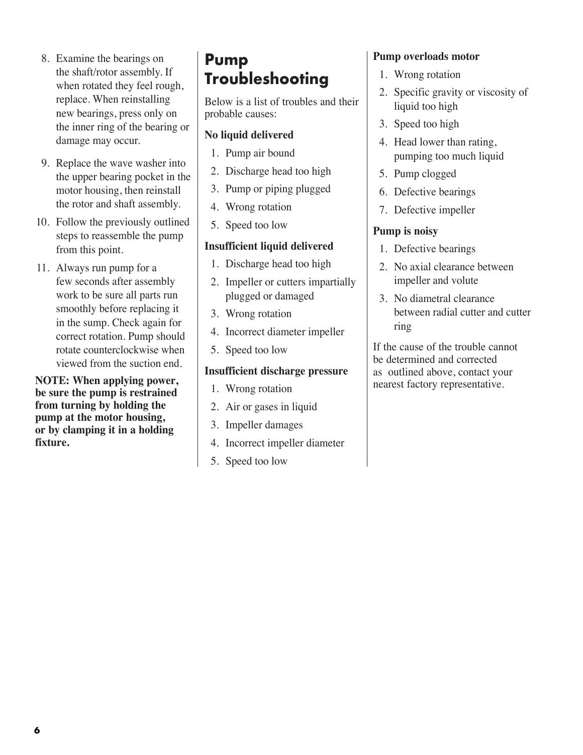8. Examine the bearings on the shaft/rotor assembly. If when rotated they feel rough, replace. When reinstalling new bearings, press only on the inner ring of the bearing or damage may occur.
9. Replace the wave washer into the upper bearing pocket in the motor housing, then reinstall the rotor and shaft assembly.
10. Follow the previously outlined steps to reassemble the pump from this point.
11. Always run pump for a few seconds after assembly work to be sure all parts run smoothly before replacing it in the sump. Check again for correct rotation. Pump should rotate counterclockwise when viewed from the suction end.

**NOTE: When applying power, be sure the pump is restrained from turning by holding the pump at the motor housing, or by clamping it in a holding fixture.**

# Pump Troubleshooting

Below is a list of troubles and their probable causes:

**No liquid delivered**

1. Pump air bound
2. Discharge head too high
3. Pump or piping plugged
4. Wrong rotation
5. Speed too low

**Insufficient liquid delivered**

1. Discharge head too high
2. Impeller or cutters impartially plugged or damaged
3. Wrong rotation
4. Incorrect diameter impeller
5. Speed too low

**Insufficient discharge pressure**

1. Wrong rotation
2. Air or gases in liquid
3. Impeller damages
4. Incorrect impeller diameter
5. Speed too low

**Pump overloads motor**

1. Wrong rotation
2. Specific gravity or viscosity of liquid too high
3. Speed too high
4. Head lower than rating, pumping too much liquid
5. Pump clogged
6. Defective bearings
7. Defective impeller

**Pump is noisy**

1. Defective bearings
2. No axial clearance between impeller and volute
3. No diametral clearance between radial cutter and cutter ring

If the cause of the trouble cannot be determined and corrected as outlined above, contact your nearest factory representative.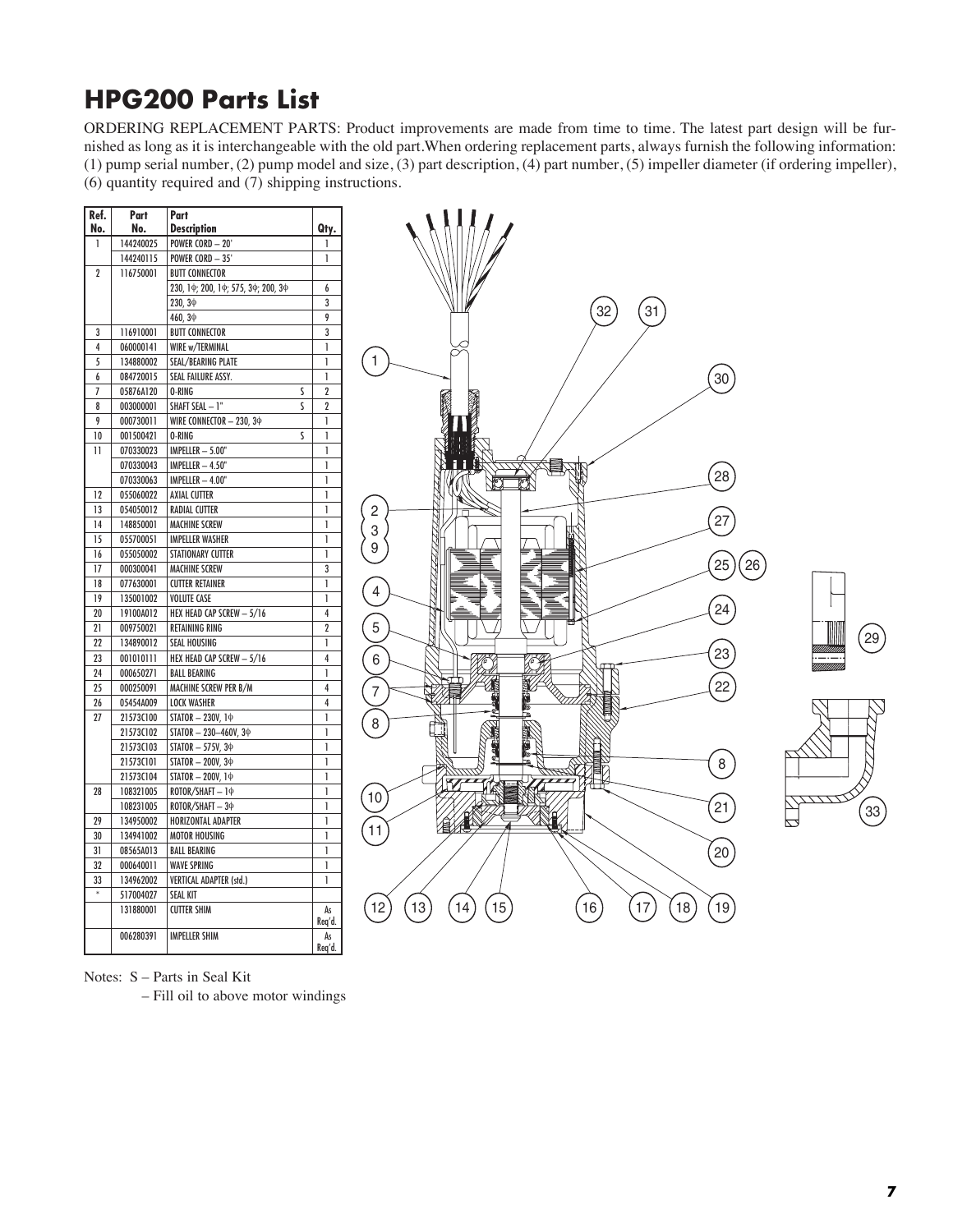# HPG200 Parts List

ORDERING REPLACEMENT PARTS: Product improvements are made from time to time. The latest part design will be furnished as long as it is interchangeable with the old part.When ordering replacement parts, always furnish the following information: (1) pump serial number, (2) pump model and size, (3) part description, (4) part number, (5) impeller diameter (if ordering impeller), (6) quantity required and (7) shipping instructions.

| Ref. No. | Part No. | Part Description | | Qty. |
|---|---|---|---|---|
| 1 | 144240025 | POWER CORD – 20' | | 1 |
| | 144240115 | POWER CORD – 35' | | 1 |
| 2 | 116750001 | BUTT CONNECTOR | | |
| | | 230, 1Φ; 200, 1Φ; 575, 3Φ; 200, 3Φ | | 6 |
| | | 230, 3Φ | | 3 |
| | | 460, 3Φ | | 9 |
| 3 | 116910001 | BUTT CONNECTOR | | 3 |
| 4 | 060000141 | WIRE w/TERMINAL | | 1 |
| 5 | 134880002 | SEAL/BEARING PLATE | | 1 |
| 6 | 084720015 | SEAL FAILURE ASSY. | | 1 |
| 7 | 05876A120 | O-RING | S | 2 |
| 8 | 003000001 | SHAFT SEAL – 1" | S | 2 |
| 9 | 000730011 | WIRE CONNECTOR – 230, 3Φ | | 1 |
| 10 | 001500421 | O-RING | S | 1 |
| 11 | 070330023 | IMPELLER – 5.00" | | 1 |
| | 070330043 | IMPELLER – 4.50" | | 1 |
| | 070330063 | IMPELLER – 4.00" | | 1 |
| 12 | 055060022 | AXIAL CUTTER | | 1 |
| 13 | 054050012 | RADIAL CUTTER | | 1 |
| 14 | 148850001 | MACHINE SCREW | | 1 |
| 15 | 055700051 | IMPELLER WASHER | | 1 |
| 16 | 055050002 | STATIONARY CUTTER | | 1 |
| 17 | 000300041 | MACHINE SCREW | | 3 |
| 18 | 077630001 | CUTTER RETAINER | | 1 |
| 19 | 135001002 | VOLUTE CASE | | 1 |
| 20 | 19100A012 | HEX HEAD CAP SCREW – 5/16 | | 4 |
| 21 | 009750021 | RETAINING RING | | 2 |
| 22 | 134890012 | SEAL HOUSING | | 1 |
| 23 | 001010111 | HEX HEAD CAP SCREW – 5/16 | | 4 |
| 24 | 000650271 | BALL BEARING | | 1 |
| 25 | 000250091 | MACHINE SCREW PER B/M | | 4 |
| 26 | 05454A009 | LOCK WASHER | | 4 |
| 27 | 21573C100 | STATOR – 230V, 1Φ | | 1 |
| | 21573C102 | STATOR – 230–460V, 3Φ | | 1 |
| | 21573C103 | STATOR – 575V, 3Φ | | 1 |
| | 21573C101 | STATOR – 200V, 3Φ | | 1 |
| | 21573C104 | STATOR – 200V, 1Φ | | 1 |
| 28 | 108321005 | ROTOR/SHAFT – 1Φ | | 1 |
| | 108231005 | ROTOR/SHAFT – 3Φ | | 1 |
| 29 | 134950002 | HORIZONTAL ADAPTER | | 1 |
| 30 | 134941002 | MOTOR HOUSING | | 1 |
| 31 | 08565A013 | BALL BEARING | | 1 |
| 32 | 000640011 | WAVE SPRING | | 1 |
| 33 | 134962002 | VERTICAL ADAPTER (std.) | | 1 |
| * | 517004027 | SEAL KIT | | |
| | 131880001 | CUTTER SHIM | | As Req'd. |
| | 006280391 | IMPELLER SHIM | | As Req'd. |

Notes: S – Parts in Seal Kit

– Fill oil to above motor windings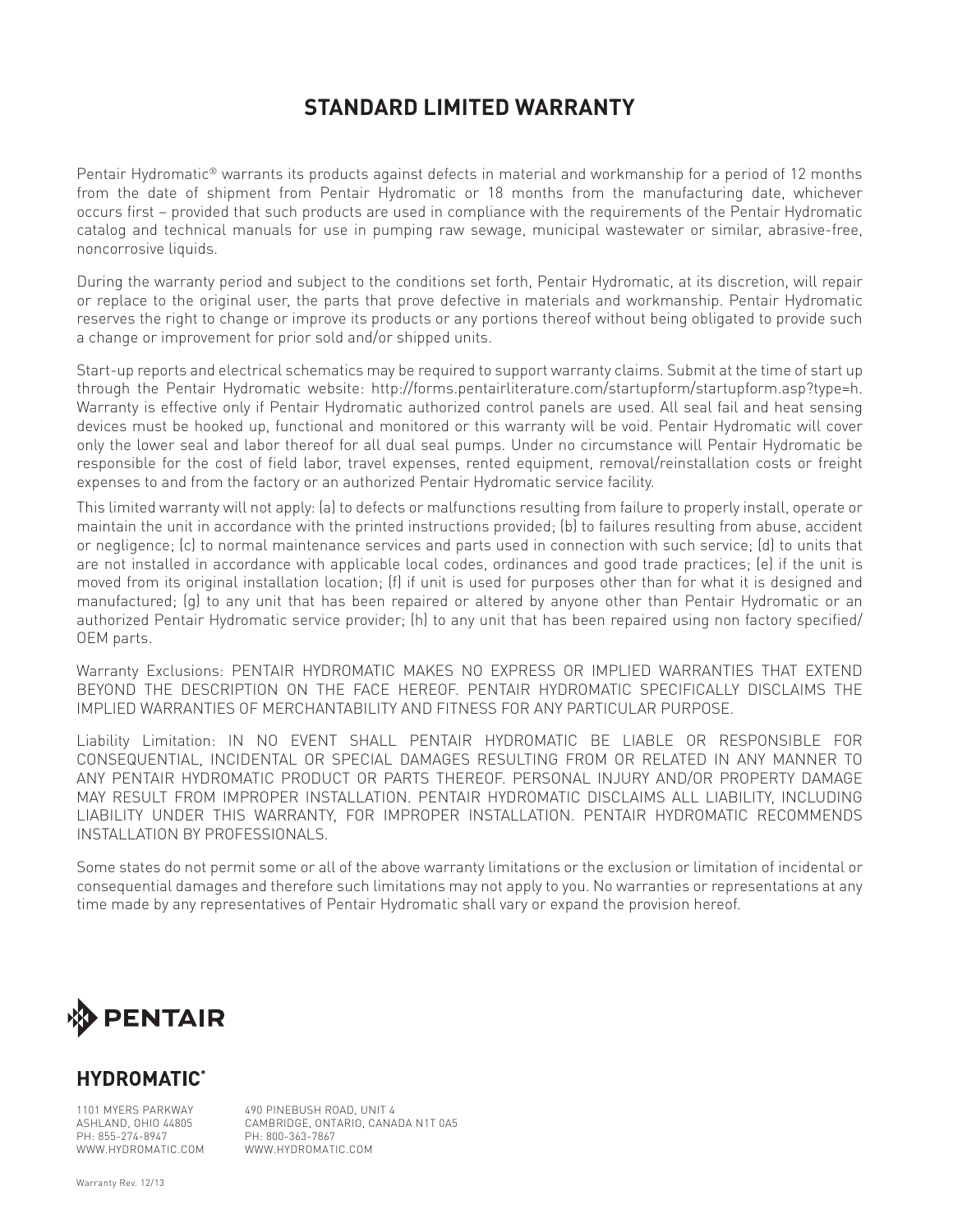# STANDARD LIMITED WARRANTY

Pentair Hydromatic® warrants its products against defects in material and workmanship for a period of 12 months from the date of shipment from Pentair Hydromatic or 18 months from the manufacturing date, whichever occurs first – provided that such products are used in compliance with the requirements of the Pentair Hydromatic catalog and technical manuals for use in pumping raw sewage, municipal wastewater or similar, abrasive-free, noncorrosive liquids.

During the warranty period and subject to the conditions set forth, Pentair Hydromatic, at its discretion, will repair or replace to the original user, the parts that prove defective in materials and workmanship. Pentair Hydromatic reserves the right to change or improve its products or any portions thereof without being obligated to provide such a change or improvement for prior sold and/or shipped units.

Start-up reports and electrical schematics may be required to support warranty claims. Submit at the time of start up through the Pentair Hydromatic website: http://forms.pentairliterature.com/startupform/startupform.asp?type=h. Warranty is effective only if Pentair Hydromatic authorized control panels are used. All seal fail and heat sensing devices must be hooked up, functional and monitored or this warranty will be void. Pentair Hydromatic will cover only the lower seal and labor thereof for all dual seal pumps. Under no circumstance will Pentair Hydromatic be responsible for the cost of field labor, travel expenses, rented equipment, removal/reinstallation costs or freight expenses to and from the factory or an authorized Pentair Hydromatic service facility.

This limited warranty will not apply: (a) to defects or malfunctions resulting from failure to properly install, operate or maintain the unit in accordance with the printed instructions provided; (b) to failures resulting from abuse, accident or negligence; (c) to normal maintenance services and parts used in connection with such service; (d) to units that are not installed in accordance with applicable local codes, ordinances and good trade practices; (e) if the unit is moved from its original installation location; (f) if unit is used for purposes other than for what it is designed and manufactured; (g) to any unit that has been repaired or altered by anyone other than Pentair Hydromatic or an authorized Pentair Hydromatic service provider; (h) to any unit that has been repaired using non factory specified/ OEM parts.

Warranty Exclusions: PENTAIR HYDROMATIC MAKES NO EXPRESS OR IMPLIED WARRANTIES THAT EXTEND BEYOND THE DESCRIPTION ON THE FACE HEREOF. PENTAIR HYDROMATIC SPECIFICALLY DISCLAIMS THE IMPLIED WARRANTIES OF MERCHANTABILITY AND FITNESS FOR ANY PARTICULAR PURPOSE.

Liability Limitation: IN NO EVENT SHALL PENTAIR HYDROMATIC BE LIABLE OR RESPONSIBLE FOR CONSEQUENTIAL, INCIDENTAL OR SPECIAL DAMAGES RESULTING FROM OR RELATED IN ANY MANNER TO ANY PENTAIR HYDROMATIC PRODUCT OR PARTS THEREOF. PERSONAL INJURY AND/OR PROPERTY DAMAGE MAY RESULT FROM IMPROPER INSTALLATION. PENTAIR HYDROMATIC DISCLAIMS ALL LIABILITY, INCLUDING LIABILITY UNDER THIS WARRANTY, FOR IMPROPER INSTALLATION. PENTAIR HYDROMATIC RECOMMENDS INSTALLATION BY PROFESSIONALS.

Some states do not permit some or all of the above warranty limitations or the exclusion or limitation of incidental or consequential damages and therefore such limitations may not apply to you. No warranties or representations at any time made by any representatives of Pentair Hydromatic shall vary or expand the provision hereof.

PENTAIR

HYDROMATIC®

1101 MYERS PARKWAY
ASHLAND, OHIO 44805
PH: 855-274-8947
WWW.HYDROMATIC.COM

490 PINEBUSH ROAD, UNIT 4
CAMBRIDGE, ONTARIO, CANADA N1T 0A5
PH: 800-363-7867
WWW.HYDROMATIC.COM

Warranty Rev. 12/13